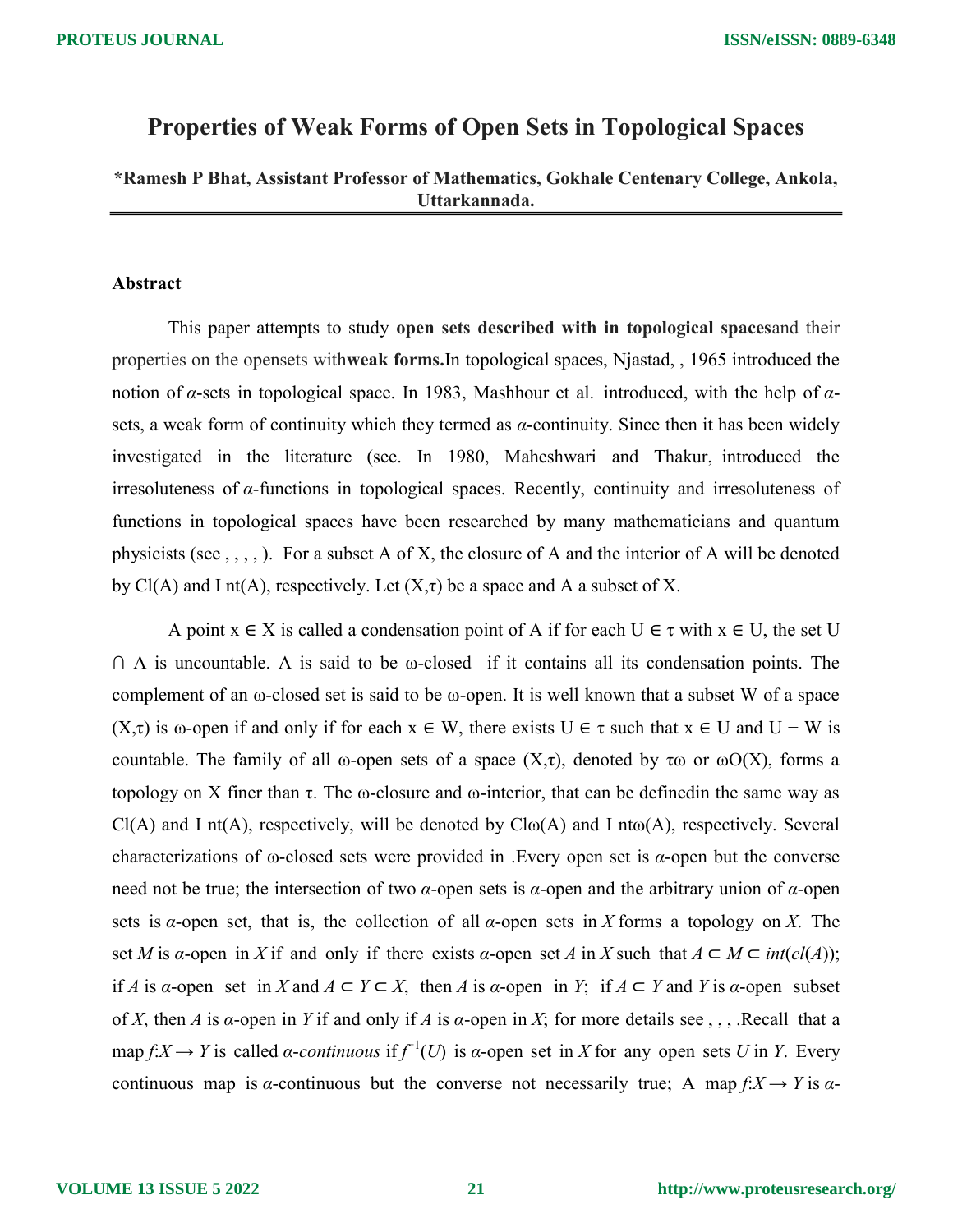# Properties of Weak Forms of Open Sets in Topological Spaces

**\*Ramesh P Bhat, Assistant Professor of Mathematics, Gokhale Centenary College, Ankola, Uttarkannada.**

---

## Abstract

This paper attempts to study **open sets described with in topological spaces**and their properties on the opensets with**weak forms.**In topological spaces, Njastad, , 1965 introduced the notion of $\alpha$-sets in topological space. In 1983, Mashhour et al. introduced, with the help of $\alpha$-sets, a weak form of continuity which they termed as $\alpha$-continuity. Since then it has been widely investigated in the literature (see. In 1980, Maheshwari and Thakur, introduced the irresoluteness of $\alpha$-functions in topological spaces. Recently, continuity and irresoluteness of functions in topological spaces have been researched by many mathematicians and quantum physicists (see , , , , ). For a subset A of X, the closure of A and the interior of A will be denoted by Cl(A) and I nt(A), respectively. Let $(X,\tau)$ be a space and A a subset of X.

A point $x \in X$ is called a condensation point of A if for each $U \in \tau$ with $x \in U$, the set $U \cap A$ is uncountable. A is said to be ω-closed if it contains all its condensation points. The complement of an ω-closed set is said to be ω-open. It is well known that a subset W of a space $(X,\tau)$ is ω-open if and only if for each $x \in W$, there exists $U \in \tau$ such that $x \in U$ and $U - W$ is countable. The family of all ω-open sets of a space $(X,\tau)$, denoted by $\tau\omega$ or ωO(X), forms a topology on X finer than τ. The ω-closure and ω-interior, that can be definedin the same way as Cl(A) and I nt(A), respectively, will be denoted by Clω(A) and I ntω(A), respectively. Several characterizations of ω-closed sets were provided in .Every open set is $\alpha$-open but the converse need not be true; the intersection of two $\alpha$-open sets is $\alpha$-open and the arbitrary union of $\alpha$-open sets is $\alpha$-open set, that is, the collection of all $\alpha$-open sets in $X$ forms a topology on $X$. The set $M$ is $\alpha$-open in $X$ if and only if there exists $\alpha$-open set $A$ in $X$ such that $A \subset M \subset int(cl(A))$; if $A$ is $\alpha$-open set in $X$ and $A \subset Y \subset X$, then $A$ is $\alpha$-open in $Y$; if $A \subset Y$ and $Y$ is $\alpha$-open subset of $X$, then $A$ is $\alpha$-open in $Y$ if and only if $A$ is $\alpha$-open in $X$; for more details see , , , .Recall that a map $f{:}X \rightarrow Y$ is called *$\alpha$-continuous* if $f^{-1}(U)$ is $\alpha$-open set in $X$ for any open sets $U$ in $Y$. Every continuous map is $\alpha$-continuous but the converse not necessarily true; A map $f{:}X \rightarrow Y$ is $\alpha$-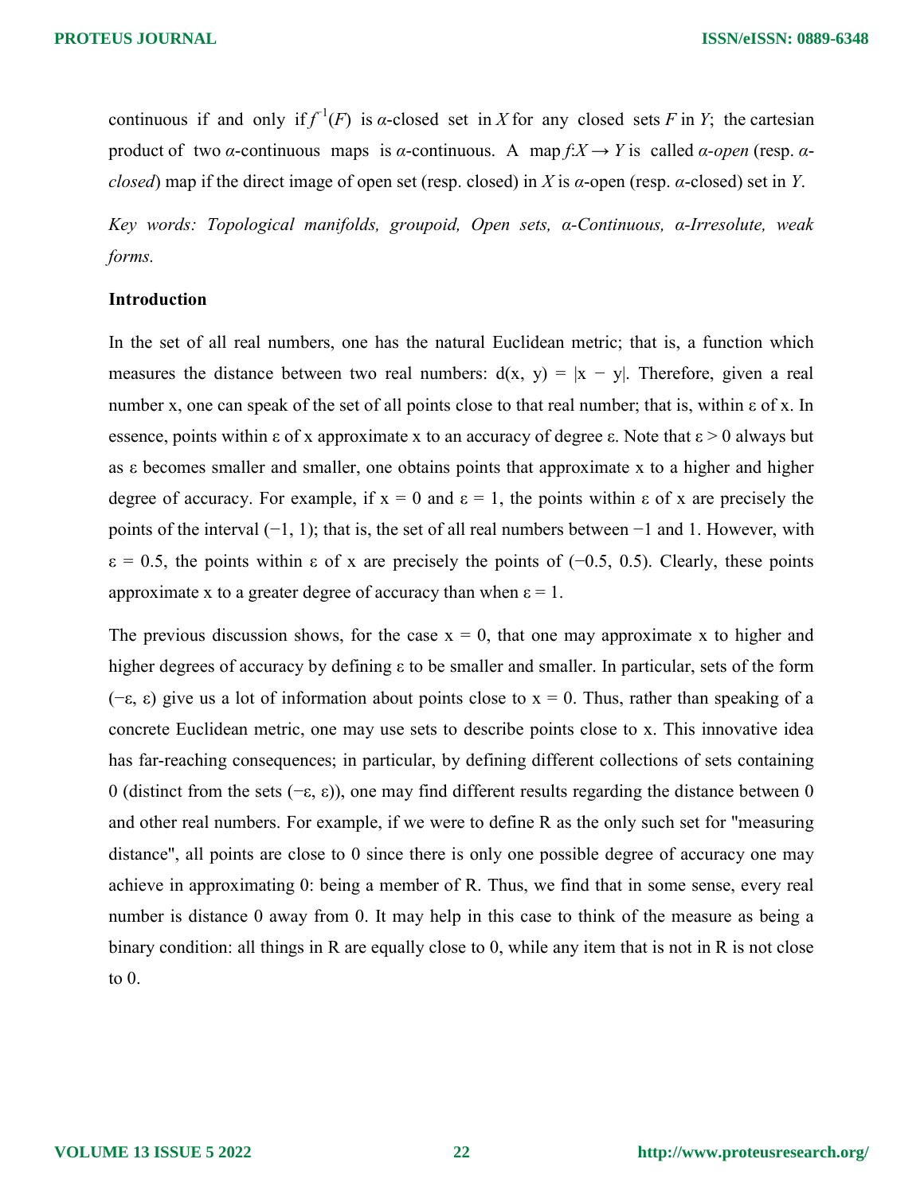continuous if and only if $f^{-1}(F)$ is $\alpha$-closed set in $X$ for any closed sets $F$ in $Y$; the cartesian product of two $\alpha$-continuous maps is $\alpha$-continuous. A map $f$:$X \rightarrow Y$ is called *α-open* (resp. *α-closed*) map if the direct image of open set (resp. closed) in $X$ is $\alpha$-open (resp. $\alpha$-closed) set in $Y$.

*Key words: Topological manifolds, groupoid, Open sets, α-Continuous, α-Irresolute, weak forms.*

**Introduction**

In the set of all real numbers, one has the natural Euclidean metric; that is, a function which measures the distance between two real numbers: d(x, y) = |x − y|. Therefore, given a real number x, one can speak of the set of all points close to that real number; that is, within ε of x. In essence, points within ε of x approximate x to an accuracy of degree ε. Note that ε > 0 always but as ε becomes smaller and smaller, one obtains points that approximate x to a higher and higher degree of accuracy. For example, if x = 0 and ε = 1, the points within ε of x are precisely the points of the interval (−1, 1); that is, the set of all real numbers between −1 and 1. However, with ε = 0.5, the points within ε of x are precisely the points of (−0.5, 0.5). Clearly, these points approximate x to a greater degree of accuracy than when ε = 1.

The previous discussion shows, for the case x = 0, that one may approximate x to higher and higher degrees of accuracy by defining ε to be smaller and smaller. In particular, sets of the form (−ε, ε) give us a lot of information about points close to x = 0. Thus, rather than speaking of a concrete Euclidean metric, one may use sets to describe points close to x. This innovative idea has far-reaching consequences; in particular, by defining different collections of sets containing 0 (distinct from the sets (−ε, ε)), one may find different results regarding the distance between 0 and other real numbers. For example, if we were to define R as the only such set for "measuring distance", all points are close to 0 since there is only one possible degree of accuracy one may achieve in approximating 0: being a member of R. Thus, we find that in some sense, every real number is distance 0 away from 0. It may help in this case to think of the measure as being a binary condition: all things in R are equally close to 0, while any item that is not in R is not close to 0.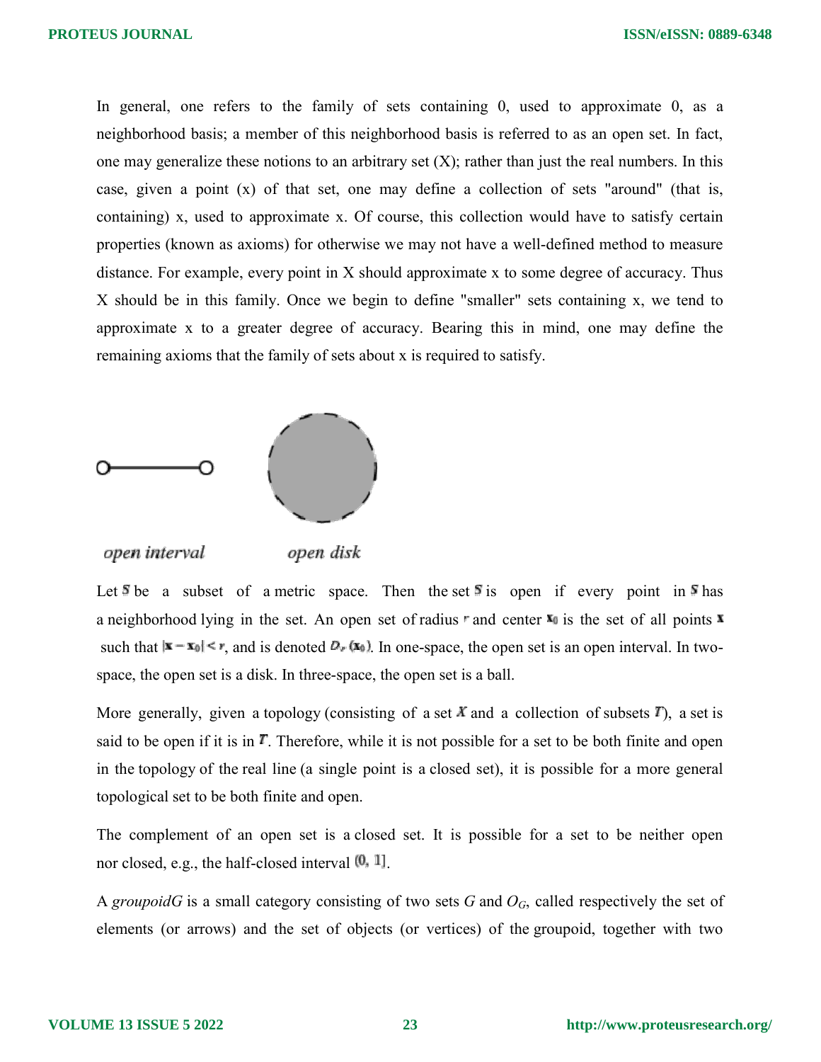In general, one refers to the family of sets containing 0, used to approximate 0, as a neighborhood basis; a member of this neighborhood basis is referred to as an open set. In fact, one may generalize these notions to an arbitrary set (X); rather than just the real numbers. In this case, given a point (x) of that set, one may define a collection of sets "around" (that is, containing) x, used to approximate x. Of course, this collection would have to satisfy certain properties (known as axioms) for otherwise we may not have a well-defined method to measure distance. For example, every point in X should approximate x to some degree of accuracy. Thus X should be in this family. Once we begin to define "smaller" sets containing x, we tend to approximate x to a greater degree of accuracy. Bearing this in mind, one may define the remaining axioms that the family of sets about x is required to satisfy.

*open interval* *open disk*

Let $S$ be a subset of a metric space. Then the set $S$ is open if every point in $S$ has a neighborhood lying in the set. An open set of radius $r$ and center $\mathbf{x}_0$ is the set of all points $\mathbf{x}$ such that $|\mathbf{x} - \mathbf{x}_0| < r$, and is denoted $D_r(\mathbf{x}_0)$. In one-space, the open set is an open interval. In two-space, the open set is a disk. In three-space, the open set is a ball.

More generally, given a topology (consisting of a set $X$ and a collection of subsets $T$), a set is said to be open if it is in $T$. Therefore, while it is not possible for a set to be both finite and open in the topology of the real line (a single point is a closed set), it is possible for a more general topological set to be both finite and open.

The complement of an open set is a closed set. It is possible for a set to be neither open nor closed, e.g., the half-closed interval $(0, 1]$.

A *groupoidG* is a small category consisting of two sets $G$ and $O_G$, called respectively the set of elements (or arrows) and the set of objects (or vertices) of the groupoid, together with two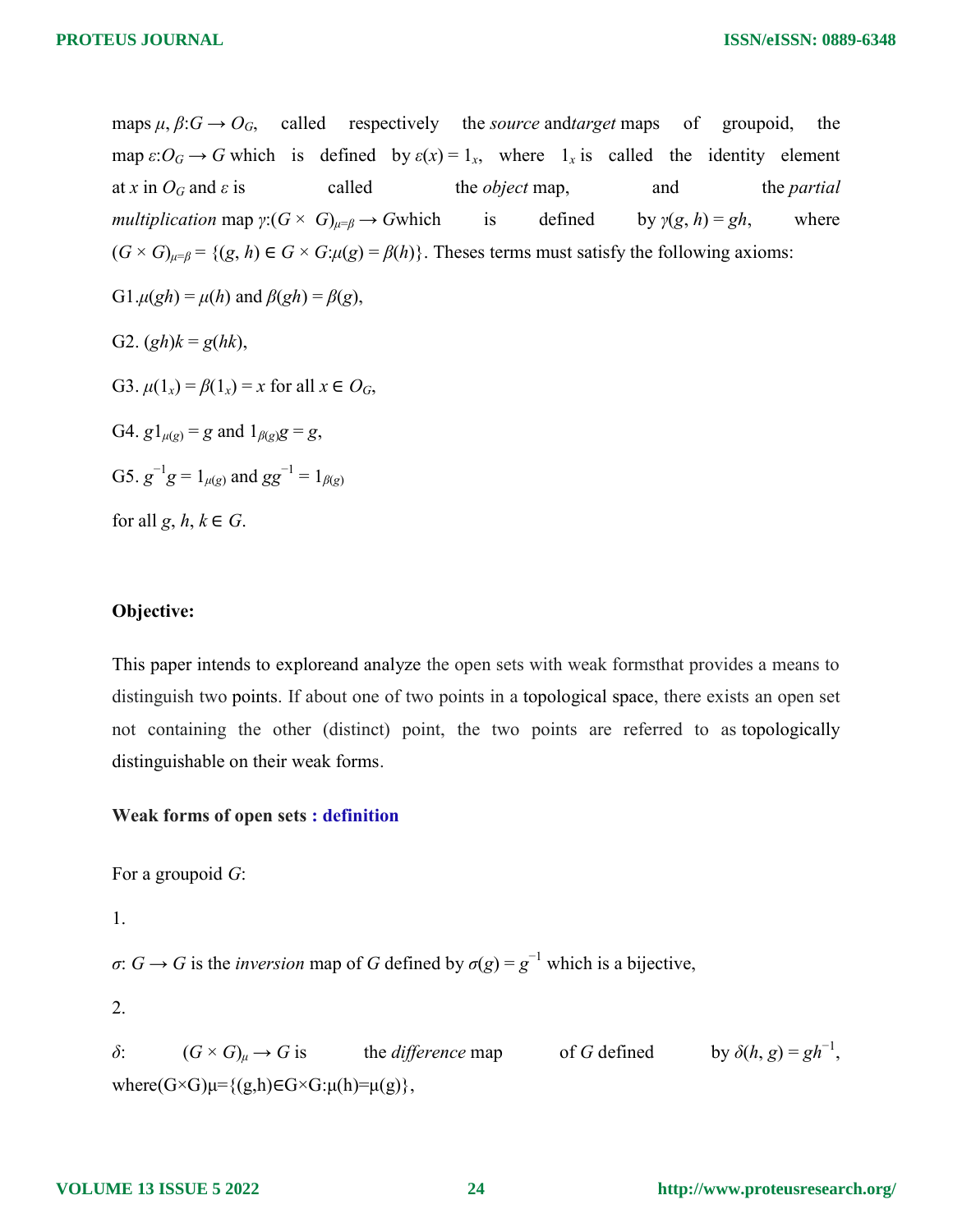maps $\mu, \beta: G \rightarrow O_G$, called respectively the *source* and*target* maps of groupoid, the map $\varepsilon: O_G \rightarrow G$ which is defined by $\varepsilon(x) = 1_x$, where $1_x$ is called the identity element at $x$ in $O_G$ and $\varepsilon$ is called the *object* map, and the *partial multiplication* map $\gamma:(G \times G)_{\mu=\beta} \rightarrow G$which is defined by $\gamma(g, h) = gh$, where $(G \times G)_{\mu=\beta} = \{(g, h) \in G \times G: \mu(g) = \beta(h)\}$. Theses terms must satisfy the following axioms:

G1.$\mu(gh) = \mu(h)$ and $\beta(gh) = \beta(g)$,

G2. $(gh)k = g(hk)$,

G3. $\mu(1_x) = \beta(1_x) = x$ for all $x \in O_G$,

G4. $g1_{\mu(g)} = g$ and $1_{\beta(g)}g = g$,

G5. $g^{-1}g = 1_{\mu(g)}$ and $gg^{-1} = 1_{\beta(g)}$

for all $g, h, k \in G$.

**Objective:**

This paper intends to exploreand analyze the open sets with weak formsthat provides a means to distinguish two points. If about one of two points in a topological space, there exists an open set not containing the other (distinct) point, the two points are referred to as topologically distinguishable on their weak forms.

**Weak forms of open sets : definition**

For a groupoid $G$:

1.

$\sigma: G \rightarrow G$ is the *inversion* map of $G$ defined by $\sigma(g) = g^{-1}$ which is a bijective,

2.

$\delta: (G \times G)_\mu \rightarrow G$ is the *difference* map of $G$ defined by $\delta(h, g) = gh^{-1}$, where$(G\times G)\mu=\{(g,h)\in G\times G:\mu(h)=\mu(g)\}$,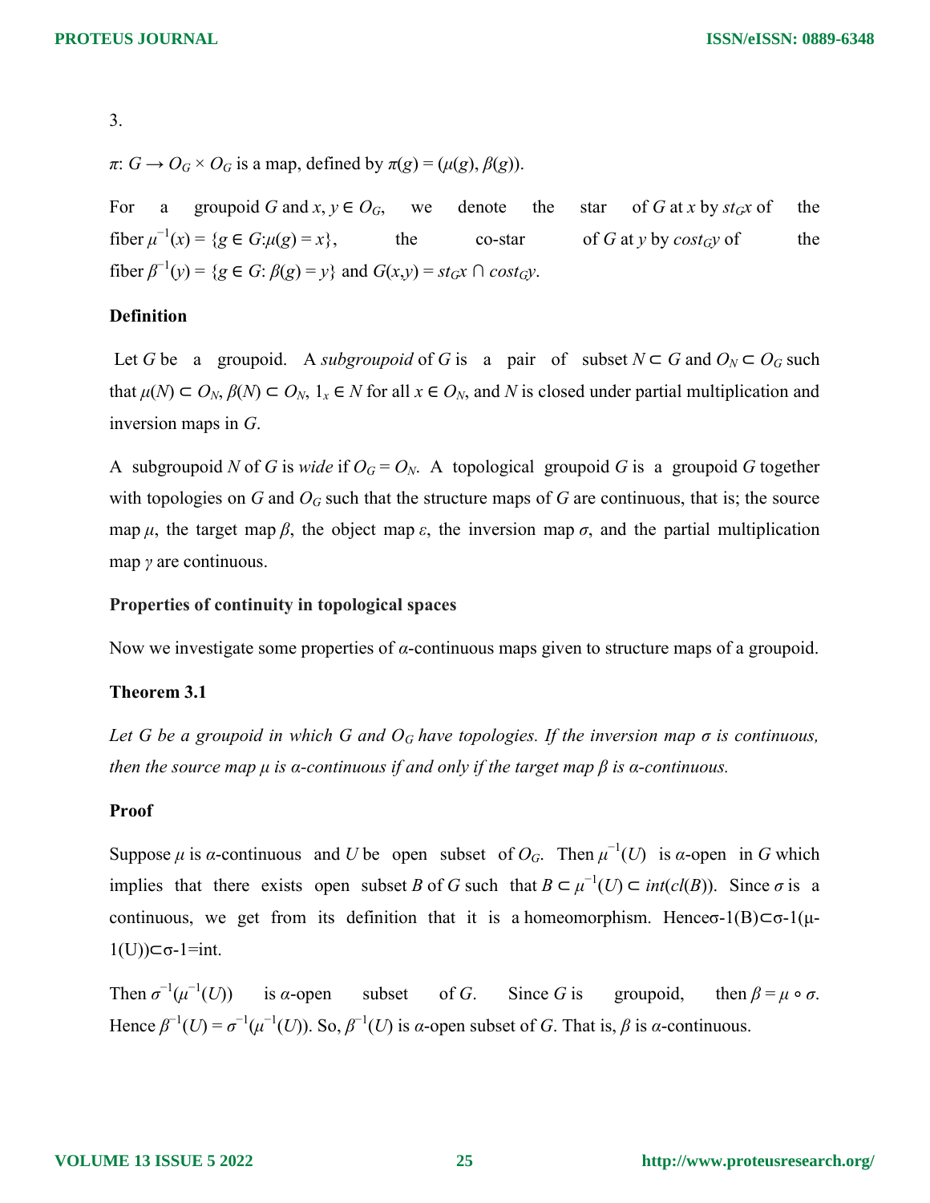3.

$\pi$: $G \rightarrow O_G \times O_G$ is a map, defined by $\pi(g) = (\mu(g), \beta(g))$.

For a groupoid $G$ and $x, y \in O_G$, we denote the star of $G$ at $x$ by $st_Gx$ of the fiber $\mu^{-1}(x) = \{g \in G: \mu(g) = x\}$, the co-star of $G$ at $y$ by $cost_Gy$ of the fiber $\beta^{-1}(y) = \{g \in G: \beta(g) = y\}$ and $G(x,y) = st_Gx \cap cost_Gy$.

**Definition**

Let $G$ be a groupoid. A *subgroupoid* of $G$ is a pair of subset $N \subset G$ and $O_N \subset O_G$ such that $\mu(N) \subset O_N$, $\beta(N) \subset O_N$, $1_x \in N$ for all $x \in O_N$, and $N$ is closed under partial multiplication and inversion maps in $G$.

A subgroupoid $N$ of $G$ is *wide* if $O_G = O_N$. A topological groupoid $G$ is a groupoid $G$ together with topologies on $G$ and $O_G$ such that the structure maps of $G$ are continuous, that is; the source map $\mu$, the target map $\beta$, the object map $\varepsilon$, the inversion map $\sigma$, and the partial multiplication map $\gamma$ are continuous.

**Properties of continuity in topological spaces**

Now we investigate some properties of $\alpha$-continuous maps given to structure maps of a groupoid.

**Theorem 3.1**

*Let $G$ be a groupoid in which $G$ and $O_G$ have topologies. If the inversion map $\sigma$ is continuous, then the source map $\mu$ is $\alpha$-continuous if and only if the target map $\beta$ is $\alpha$-continuous.*

**Proof**

Suppose $\mu$ is $\alpha$-continuous and $U$ be open subset of $O_G$. Then $\mu^{-1}(U)$ is $\alpha$-open in $G$ which implies that there exists open subset $B$ of $G$ such that $B \subset \mu^{-1}(U) \subset int(cl(B))$. Since $\sigma$ is a continuous, we get from its definition that it is a homeomorphism. Henceσ-1(B)⊂σ-1(μ-1(U))⊂σ-1=int.

Then $\sigma^{-1}(\mu^{-1}(U))$ is $\alpha$-open subset of $G$. Since $G$ is groupoid, then $\beta = \mu \circ \sigma$. Hence $\beta^{-1}(U) = \sigma^{-1}(\mu^{-1}(U))$. So, $\beta^{-1}(U)$ is $\alpha$-open subset of $G$. That is, $\beta$ is $\alpha$-continuous.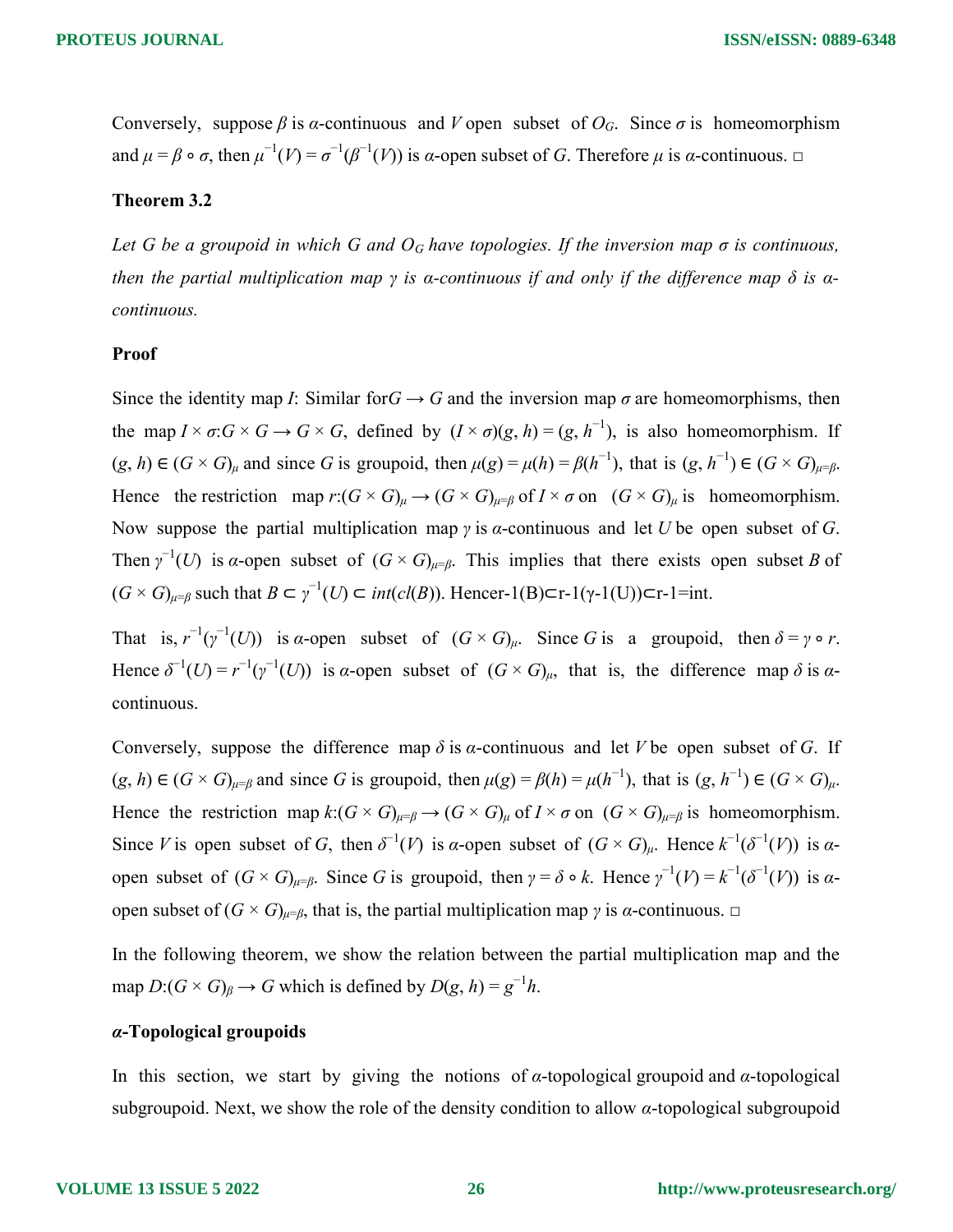Conversely, suppose $\beta$ is $\alpha$-continuous and $V$ open subset of $O_G$. Since $\sigma$ is homeomorphism and $\mu = \beta \circ \sigma$, then $\mu^{-1}(V) = \sigma^{-1}(\beta^{-1}(V))$ is $\alpha$-open subset of $G$. Therefore $\mu$ is $\alpha$-continuous. □

**Theorem 3.2**

*Let G be a groupoid in which G and $O_G$ have topologies. If the inversion map $\sigma$ is continuous, then the partial multiplication map $\gamma$ is $\alpha$-continuous if and only if the difference map $\delta$ is $\alpha$-continuous.*

**Proof**

Since the identity map $I$: Similar for$G \to G$ and the inversion map $\sigma$ are homeomorphisms, then the map $I \times \sigma{:}G \times G \to G \times G$, defined by $(I \times \sigma)(g, h) = (g, h^{-1})$, is also homeomorphism. If $(g, h) \in (G \times G)_\mu$ and since $G$ is groupoid, then $\mu(g) = \mu(h) = \beta(h^{-1})$, that is $(g, h^{-1}) \in (G \times G)_{\mu=\beta}$. Hence the restriction map $r{:}(G \times G)_\mu \to (G \times G)_{\mu=\beta}$ of $I \times \sigma$ on $(G \times G)_\mu$ is homeomorphism. Now suppose the partial multiplication map $\gamma$ is $\alpha$-continuous and let $U$ be open subset of $G$. Then $\gamma^{-1}(U)$ is $\alpha$-open subset of $(G \times G)_{\mu=\beta}$. This implies that there exists open subset $B$ of $(G \times G)_{\mu=\beta}$ such that $B \subset \gamma^{-1}(U) \subset int(cl(B))$. Hencer-1(B)⊂r-1(γ-1(U))⊂r-1=int.

That is, $r^{-1}(\gamma^{-1}(U))$ is $\alpha$-open subset of $(G \times G)_\mu$. Since $G$ is a groupoid, then $\delta = \gamma \circ r$. Hence $\delta^{-1}(U) = r^{-1}(\gamma^{-1}(U))$ is $\alpha$-open subset of $(G \times G)_\mu$, that is, the difference map $\delta$ is $\alpha$-continuous.

Conversely, suppose the difference map $\delta$ is $\alpha$-continuous and let $V$ be open subset of $G$. If $(g, h) \in (G \times G)_{\mu=\beta}$ and since $G$ is groupoid, then $\mu(g) = \beta(h) = \mu(h^{-1})$, that is $(g, h^{-1}) \in (G \times G)_\mu$. Hence the restriction map $k{:}(G \times G)_{\mu=\beta} \to (G \times G)_\mu$ of $I \times \sigma$ on $(G \times G)_{\mu=\beta}$ is homeomorphism. Since $V$ is open subset of $G$, then $\delta^{-1}(V)$ is $\alpha$-open subset of $(G \times G)_\mu$. Hence $k^{-1}(\delta^{-1}(V))$ is $\alpha$-open subset of $(G \times G)_{\mu=\beta}$. Since $G$ is groupoid, then $\gamma = \delta \circ k$. Hence $\gamma^{-1}(V) = k^{-1}(\delta^{-1}(V))$ is $\alpha$-open subset of $(G \times G)_{\mu=\beta}$, that is, the partial multiplication map $\gamma$ is $\alpha$-continuous. □

In the following theorem, we show the relation between the partial multiplication map and the map $D{:}(G \times G)_\beta \to G$ which is defined by $D(g, h) = g^{-1}h$.

### *α*-Topological groupoids

In this section, we start by giving the notions of $\alpha$-topological groupoid and $\alpha$-topological subgroupoid. Next, we show the role of the density condition to allow $\alpha$-topological subgroupoid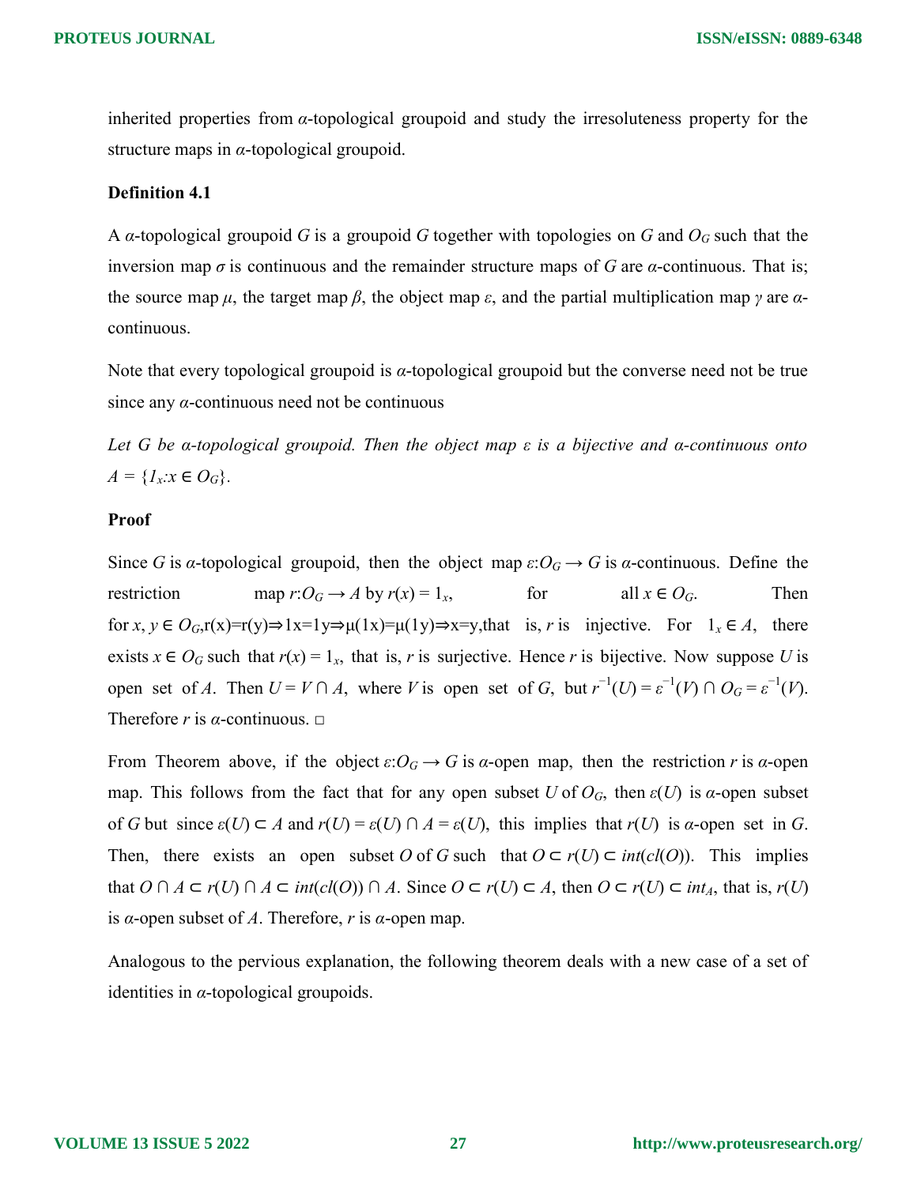inherited properties from $\alpha$-topological groupoid and study the irresoluteness property for the structure maps in $\alpha$-topological groupoid.

**Definition 4.1**

A $\alpha$-topological groupoid $G$ is a groupoid $G$ together with topologies on $G$ and $O_G$ such that the inversion map $\sigma$ is continuous and the remainder structure maps of $G$ are $\alpha$-continuous. That is; the source map $\mu$, the target map $\beta$, the object map $\varepsilon$, and the partial multiplication map $\gamma$ are $\alpha$-continuous.

Note that every topological groupoid is $\alpha$-topological groupoid but the converse need not be true since any $\alpha$-continuous need not be continuous

*Let $G$ be $\alpha$-topological groupoid. Then the object map $\varepsilon$ is a bijective and $\alpha$-continuous onto $A = \{1_x : x \in O_G\}$.*

**Proof**

Since $G$ is $\alpha$-topological groupoid, then the object map $\varepsilon : O_G \to G$ is $\alpha$-continuous. Define the restriction map $r : O_G \to A$ by $r(x) = 1_x$, for all $x \in O_G$. Then for $x, y \in O_G$, $r(x)=r(y) \Rightarrow 1x=1y \Rightarrow \mu(1x)=\mu(1y) \Rightarrow x=y$, that is, $r$ is injective. For $1_x \in A$, there exists $x \in O_G$ such that $r(x) = 1_x$, that is, $r$ is surjective. Hence $r$ is bijective. Now suppose $U$ is open set of $A$. Then $U = V \cap A$, where $V$ is open set of $G$, but $r^{-1}(U) = \varepsilon^{-1}(V) \cap O_G = \varepsilon^{-1}(V)$. Therefore $r$ is $\alpha$-continuous. □

From Theorem above, if the object $\varepsilon : O_G \to G$ is $\alpha$-open map, then the restriction $r$ is $\alpha$-open map. This follows from the fact that for any open subset $U$ of $O_G$, then $\varepsilon(U)$ is $\alpha$-open subset of $G$ but since $\varepsilon(U) \subset A$ and $r(U) = \varepsilon(U) \cap A = \varepsilon(U)$, this implies that $r(U)$ is $\alpha$-open set in $G$. Then, there exists an open subset $O$ of $G$ such that $O \subset r(U) \subset int(cl(O))$. This implies that $O \cap A \subset r(U) \cap A \subset int(cl(O)) \cap A$. Since $O \subset r(U) \subset A$, then $O \subset r(U) \subset int_A$, that is, $r(U)$ is $\alpha$-open subset of $A$. Therefore, $r$ is $\alpha$-open map.

Analogous to the pervious explanation, the following theorem deals with a new case of a set of identities in $\alpha$-topological groupoids.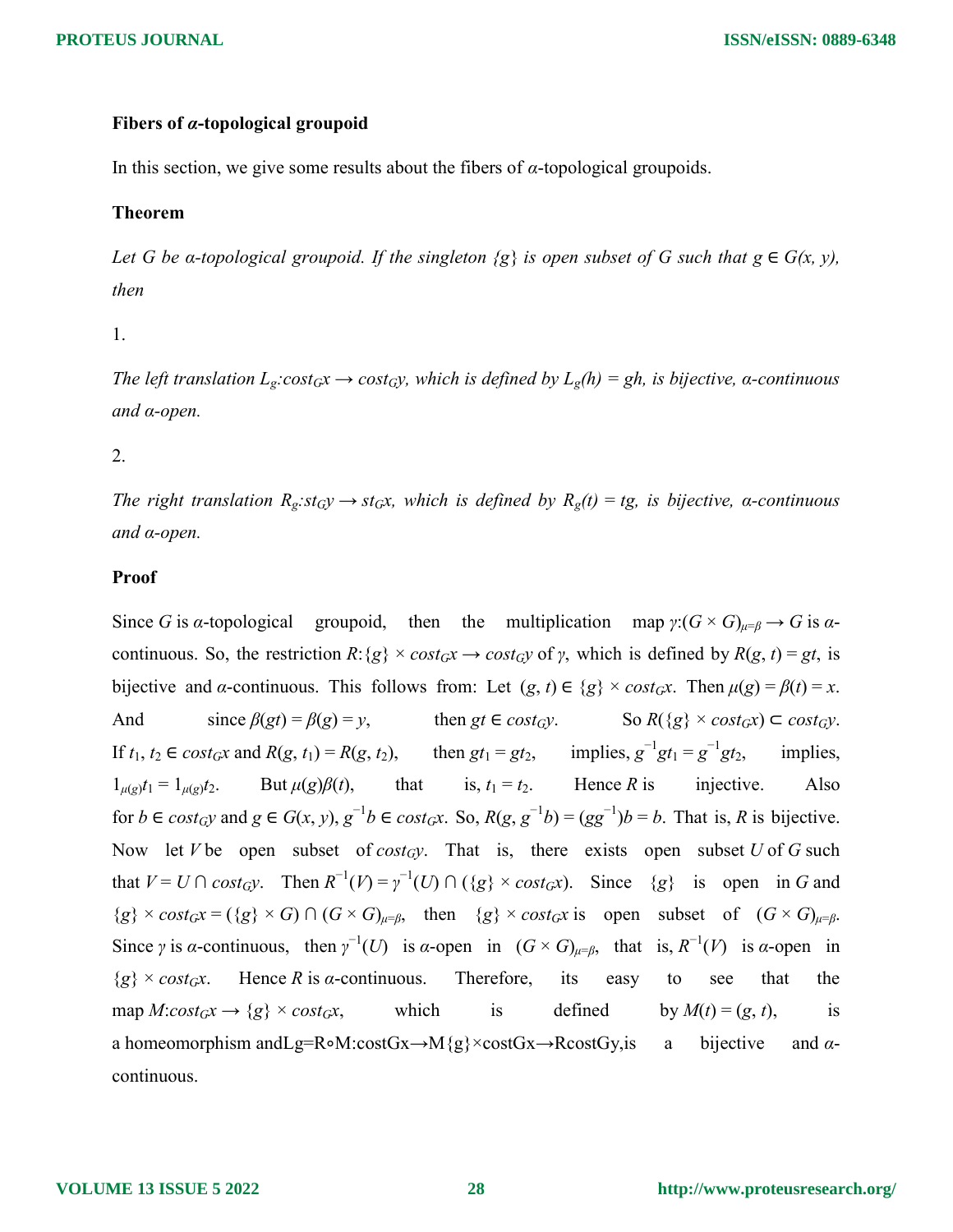**Fibers of $\alpha$-topological groupoid**

In this section, we give some results about the fibers of $\alpha$-topological groupoids.

**Theorem**

*Let G be $\alpha$-topological groupoid. If the singleton $\{g\}$ is open subset of G such that $g \in G(x, y)$, then*

1.

*The left translation $L_g{:}cost_Gx \rightarrow cost_Gy$, which is defined by $L_g(h) = gh$, is bijective, $\alpha$-continuous and $\alpha$-open.*

2.

*The right translation $R_g{:}st_Gy \rightarrow st_Gx$, which is defined by $R_g(t) = tg$, is bijective, $\alpha$-continuous and $\alpha$-open.*

**Proof**

Since $G$ is $\alpha$-topological groupoid, then the multiplication map $\gamma{:}(G \times G)_{\mu=\beta} \rightarrow G$ is $\alpha$-continuous. So, the restriction $R{:}\{g\} \times cost_Gx \rightarrow cost_Gy$ of $\gamma$, which is defined by $R(g, t) = gt$, is bijective and $\alpha$-continuous. This follows from: Let $(g, t) \in \{g\} \times cost_Gx$. Then $\mu(g) = \beta(t) = x$. And since $\beta(gt) = \beta(g) = y$, then $gt \in cost_Gy$. So $R(\{g\} \times cost_Gx) \subset cost_Gy$. If $t_1, t_2 \in cost_Gx$ and $R(g, t_1) = R(g, t_2)$, then $gt_1 = gt_2$, implies, $g^{-1}gt_1 = g^{-1}gt_2$, implies, $1_{\mu(g)}t_1 = 1_{\mu(g)}t_2$. But $\mu(g)\beta(t)$, that is, $t_1 = t_2$. Hence $R$ is injective. Also for $b \in cost_Gy$ and $g \in G(x, y)$, $g^{-1}b \in cost_Gx$. So, $R(g, g^{-1}b) = (gg^{-1})b = b$. That is, $R$ is bijective. Now let $V$ be open subset of $cost_Gy$. That is, there exists open subset $U$ of $G$ such that $V = U \cap cost_Gy$. Then $R^{-1}(V) = \gamma^{-1}(U) \cap (\{g\} \times cost_Gx)$. Since $\{g\}$ is open in $G$ and $\{g\} \times cost_Gx = (\{g\} \times G) \cap (G \times G)_{\mu=\beta}$, then $\{g\} \times cost_Gx$ is open subset of $(G \times G)_{\mu=\beta}$. Since $\gamma$ is $\alpha$-continuous, then $\gamma^{-1}(U)$ is $\alpha$-open in $(G \times G)_{\mu=\beta}$, that is, $R^{-1}(V)$ is $\alpha$-open in $\{g\} \times cost_Gx$. Hence $R$ is $\alpha$-continuous. Therefore, its easy to see that the map $M{:}cost_Gx \rightarrow \{g\} \times cost_Gx$, which is defined by $M(t) = (g, t)$, is a homeomorphism and $L_g=R\circ M{:}cost_Gx \xrightarrow{M} \{g\}\times cost_Gx \xrightarrow{R} cost_Gy$, is a bijective and $\alpha$-continuous.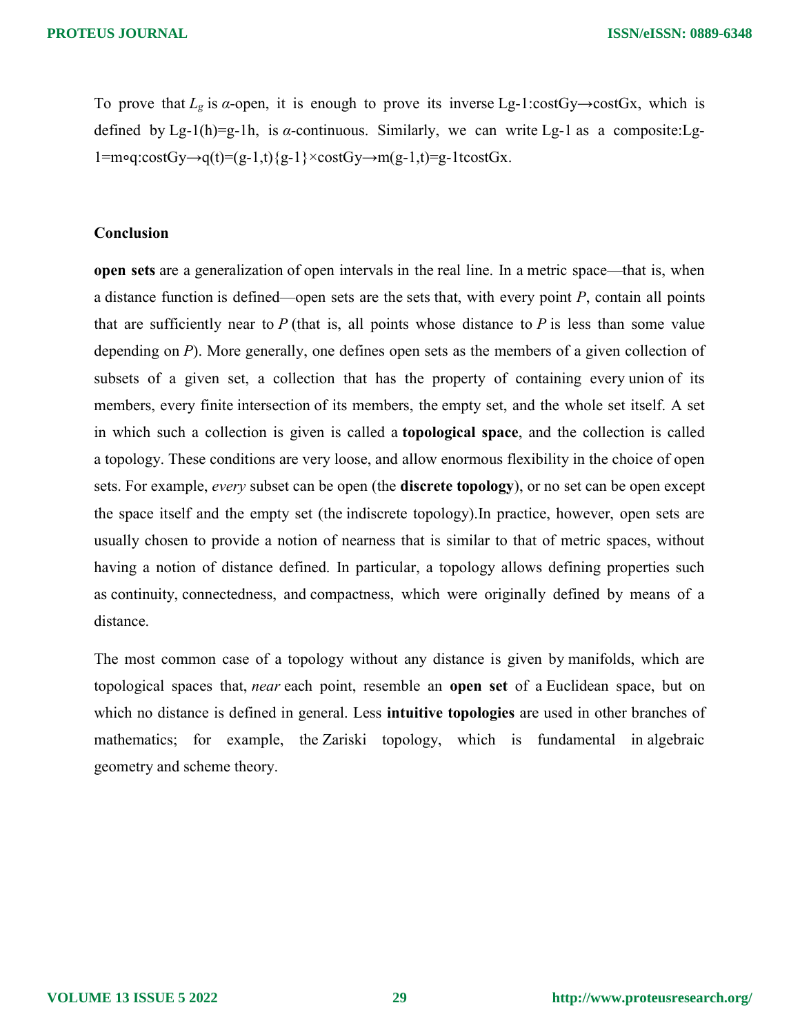To prove that $L_g$ is $\alpha$-open, it is enough to prove its inverse Lg-1:costGy→costGx, which is defined by Lg-1(h)=g-1h, is $\alpha$-continuous. Similarly, we can write Lg-1 as a composite:Lg-1=m∘q:costGy→q(t)=(g-1,t){g-1}×costGy→m(g-1,t)=g-1tcostGx.

**Conclusion**

**open sets** are a generalization of open intervals in the real line. In a metric space—that is, when a distance function is defined—open sets are the sets that, with every point *P*, contain all points that are sufficiently near to *P* (that is, all points whose distance to *P* is less than some value depending on *P*). More generally, one defines open sets as the members of a given collection of subsets of a given set, a collection that has the property of containing every union of its members, every finite intersection of its members, the empty set, and the whole set itself. A set in which such a collection is given is called a **topological space**, and the collection is called a topology. These conditions are very loose, and allow enormous flexibility in the choice of open sets. For example, *every* subset can be open (the **discrete topology**), or no set can be open except the space itself and the empty set (the indiscrete topology).In practice, however, open sets are usually chosen to provide a notion of nearness that is similar to that of metric spaces, without having a notion of distance defined. In particular, a topology allows defining properties such as continuity, connectedness, and compactness, which were originally defined by means of a distance.

The most common case of a topology without any distance is given by manifolds, which are topological spaces that, *near* each point, resemble an **open set** of a Euclidean space, but on which no distance is defined in general. Less **intuitive topologies** are used in other branches of mathematics; for example, the Zariski topology, which is fundamental in algebraic geometry and scheme theory.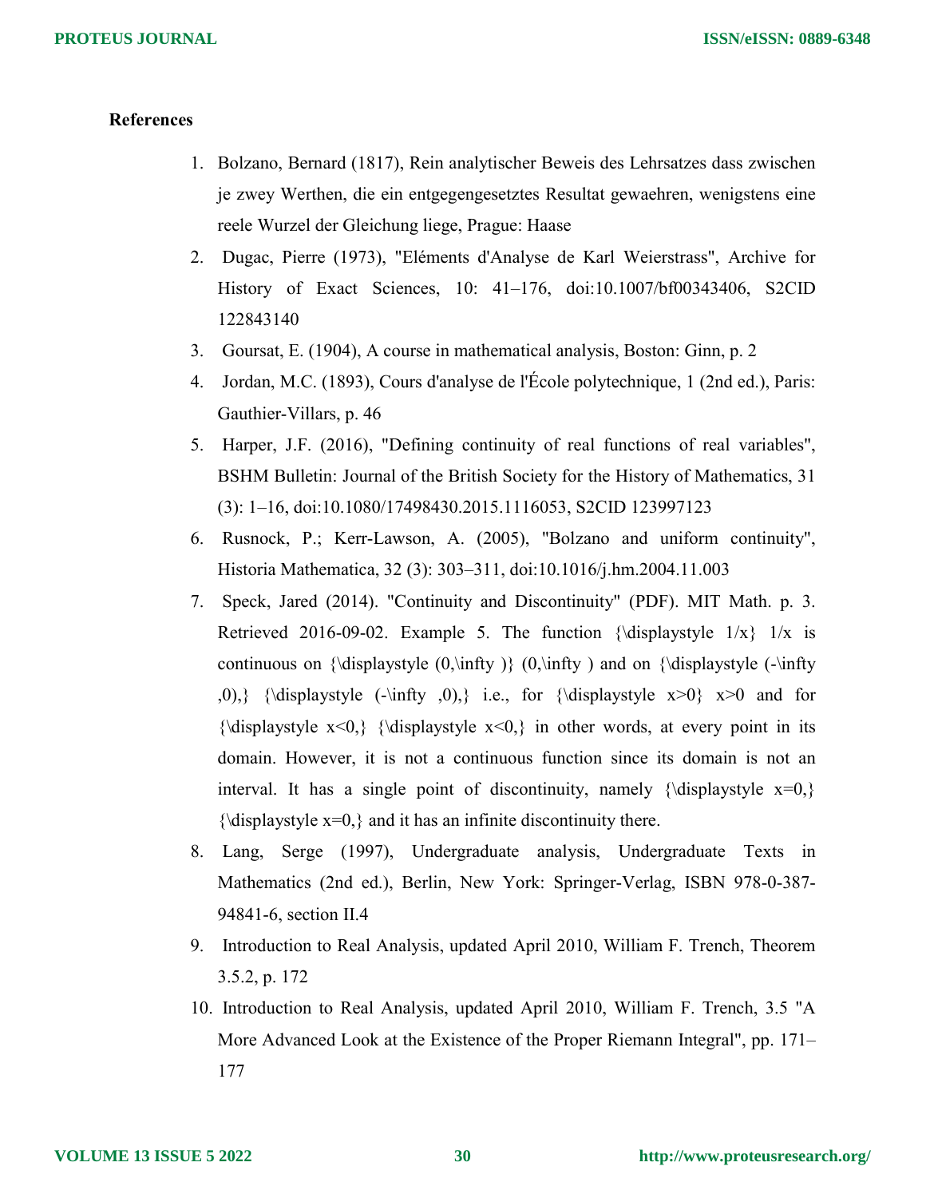**References**

1. Bolzano, Bernard (1817), Rein analytischer Beweis des Lehrsatzes dass zwischen je zwey Werthen, die ein entgegengesetztes Resultat gewaehren, wenigstens eine reele Wurzel der Gleichung liege, Prague: Haase
2. Dugac, Pierre (1973), "Eléments d'Analyse de Karl Weierstrass", Archive for History of Exact Sciences, 10: 41–176, doi:10.1007/bf00343406, S2CID 122843140
3. Goursat, E. (1904), A course in mathematical analysis, Boston: Ginn, p. 2
4. Jordan, M.C. (1893), Cours d'analyse de l'École polytechnique, 1 (2nd ed.), Paris: Gauthier-Villars, p. 46
5. Harper, J.F. (2016), "Defining continuity of real functions of real variables", BSHM Bulletin: Journal of the British Society for the History of Mathematics, 31 (3): 1–16, doi:10.1080/17498430.2015.1116053, S2CID 123997123
6. Rusnock, P.; Kerr-Lawson, A. (2005), "Bolzano and uniform continuity", Historia Mathematica, 32 (3): 303–311, doi:10.1016/j.hm.2004.11.003
7. Speck, Jared (2014). "Continuity and Discontinuity" (PDF). MIT Math. p. 3. Retrieved 2016-09-02. Example 5. The function {\displaystyle 1/x} 1/x is continuous on {\displaystyle (0,\infty )} (0,\infty ) and on {\displaystyle (-\infty ,0),} {\displaystyle (-\infty ,0),} i.e., for {\displaystyle x>0} x>0 and for {\displaystyle x<0,} {\displaystyle x<0,} in other words, at every point in its domain. However, it is not a continuous function since its domain is not an interval. It has a single point of discontinuity, namely {\displaystyle x=0,} {\displaystyle x=0,} and it has an infinite discontinuity there.
8. Lang, Serge (1997), Undergraduate analysis, Undergraduate Texts in Mathematics (2nd ed.), Berlin, New York: Springer-Verlag, ISBN 978-0-387-94841-6, section II.4
9. Introduction to Real Analysis, updated April 2010, William F. Trench, Theorem 3.5.2, p. 172
10. Introduction to Real Analysis, updated April 2010, William F. Trench, 3.5 "A More Advanced Look at the Existence of the Proper Riemann Integral", pp. 171–177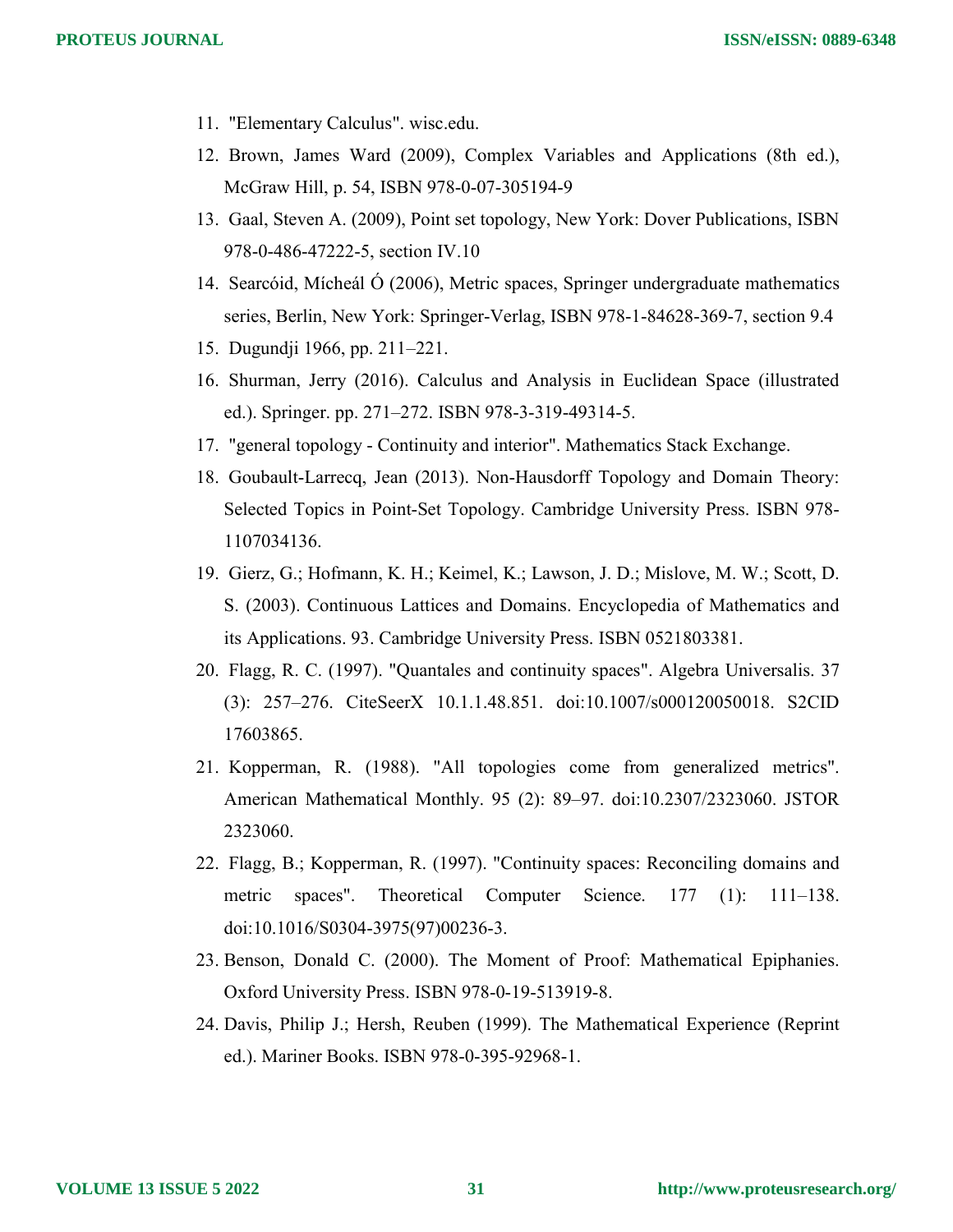11. "Elementary Calculus". wisc.edu.
12. Brown, James Ward (2009), Complex Variables and Applications (8th ed.), McGraw Hill, p. 54, ISBN 978-0-07-305194-9
13. Gaal, Steven A. (2009), Point set topology, New York: Dover Publications, ISBN 978-0-486-47222-5, section IV.10
14. Searcóid, Mícheál Ó (2006), Metric spaces, Springer undergraduate mathematics series, Berlin, New York: Springer-Verlag, ISBN 978-1-84628-369-7, section 9.4
15. Dugundji 1966, pp. 211–221.
16. Shurman, Jerry (2016). Calculus and Analysis in Euclidean Space (illustrated ed.). Springer. pp. 271–272. ISBN 978-3-319-49314-5.
17. "general topology - Continuity and interior". Mathematics Stack Exchange.
18. Goubault-Larrecq, Jean (2013). Non-Hausdorff Topology and Domain Theory: Selected Topics in Point-Set Topology. Cambridge University Press. ISBN 978-1107034136.
19. Gierz, G.; Hofmann, K. H.; Keimel, K.; Lawson, J. D.; Mislove, M. W.; Scott, D. S. (2003). Continuous Lattices and Domains. Encyclopedia of Mathematics and its Applications. 93. Cambridge University Press. ISBN 0521803381.
20. Flagg, R. C. (1997). "Quantales and continuity spaces". Algebra Universalis. 37 (3): 257–276. CiteSeerX 10.1.1.48.851. doi:10.1007/s000120050018. S2CID 17603865.
21. Kopperman, R. (1988). "All topologies come from generalized metrics". American Mathematical Monthly. 95 (2): 89–97. doi:10.2307/2323060. JSTOR 2323060.
22. Flagg, B.; Kopperman, R. (1997). "Continuity spaces: Reconciling domains and metric spaces". Theoretical Computer Science. 177 (1): 111–138. doi:10.1016/S0304-3975(97)00236-3.
23. Benson, Donald C. (2000). The Moment of Proof: Mathematical Epiphanies. Oxford University Press. ISBN 978-0-19-513919-8.
24. Davis, Philip J.; Hersh, Reuben (1999). The Mathematical Experience (Reprint ed.). Mariner Books. ISBN 978-0-395-92968-1.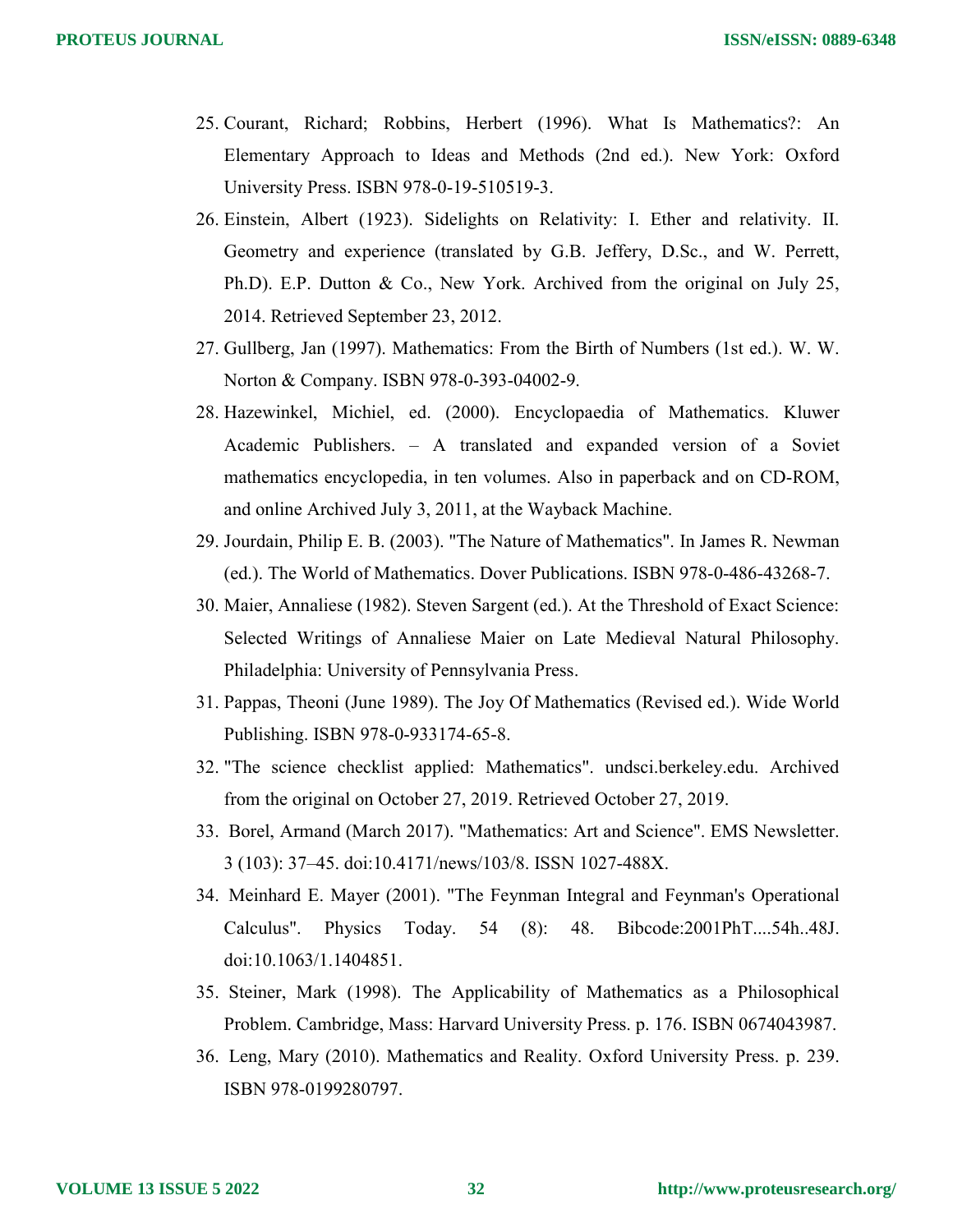25. Courant, Richard; Robbins, Herbert (1996). What Is Mathematics?: An Elementary Approach to Ideas and Methods (2nd ed.). New York: Oxford University Press. ISBN 978-0-19-510519-3.
26. Einstein, Albert (1923). Sidelights on Relativity: I. Ether and relativity. II. Geometry and experience (translated by G.B. Jeffery, D.Sc., and W. Perrett, Ph.D). E.P. Dutton & Co., New York. Archived from the original on July 25, 2014. Retrieved September 23, 2012.
27. Gullberg, Jan (1997). Mathematics: From the Birth of Numbers (1st ed.). W. W. Norton & Company. ISBN 978-0-393-04002-9.
28. Hazewinkel, Michiel, ed. (2000). Encyclopaedia of Mathematics. Kluwer Academic Publishers. – A translated and expanded version of a Soviet mathematics encyclopedia, in ten volumes. Also in paperback and on CD-ROM, and online Archived July 3, 2011, at the Wayback Machine.
29. Jourdain, Philip E. B. (2003). "The Nature of Mathematics". In James R. Newman (ed.). The World of Mathematics. Dover Publications. ISBN 978-0-486-43268-7.
30. Maier, Annaliese (1982). Steven Sargent (ed.). At the Threshold of Exact Science: Selected Writings of Annaliese Maier on Late Medieval Natural Philosophy. Philadelphia: University of Pennsylvania Press.
31. Pappas, Theoni (June 1989). The Joy Of Mathematics (Revised ed.). Wide World Publishing. ISBN 978-0-933174-65-8.
32. "The science checklist applied: Mathematics". undsci.berkeley.edu. Archived from the original on October 27, 2019. Retrieved October 27, 2019.
33. Borel, Armand (March 2017). "Mathematics: Art and Science". EMS Newsletter. 3 (103): 37–45. doi:10.4171/news/103/8. ISSN 1027-488X.
34. Meinhard E. Mayer (2001). "The Feynman Integral and Feynman's Operational Calculus". Physics Today. 54 (8): 48. Bibcode:2001PhT....54h..48J. doi:10.1063/1.1404851.
35. Steiner, Mark (1998). The Applicability of Mathematics as a Philosophical Problem. Cambridge, Mass: Harvard University Press. p. 176. ISBN 0674043987.
36. Leng, Mary (2010). Mathematics and Reality. Oxford University Press. p. 239. ISBN 978-0199280797.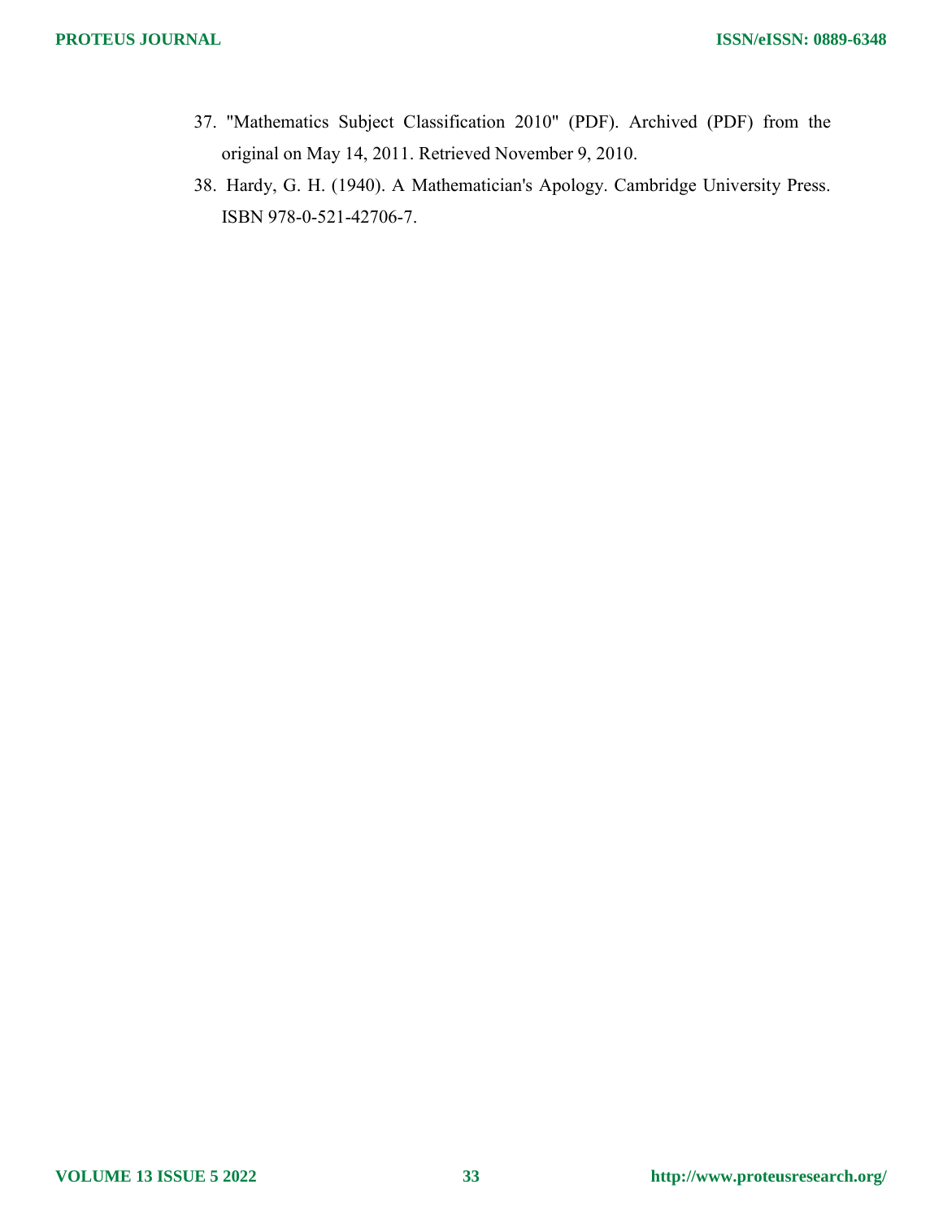37. "Mathematics Subject Classification 2010" (PDF). Archived (PDF) from the original on May 14, 2011. Retrieved November 9, 2010.
38. Hardy, G. H. (1940). A Mathematician's Apology. Cambridge University Press. ISBN 978-0-521-42706-7.